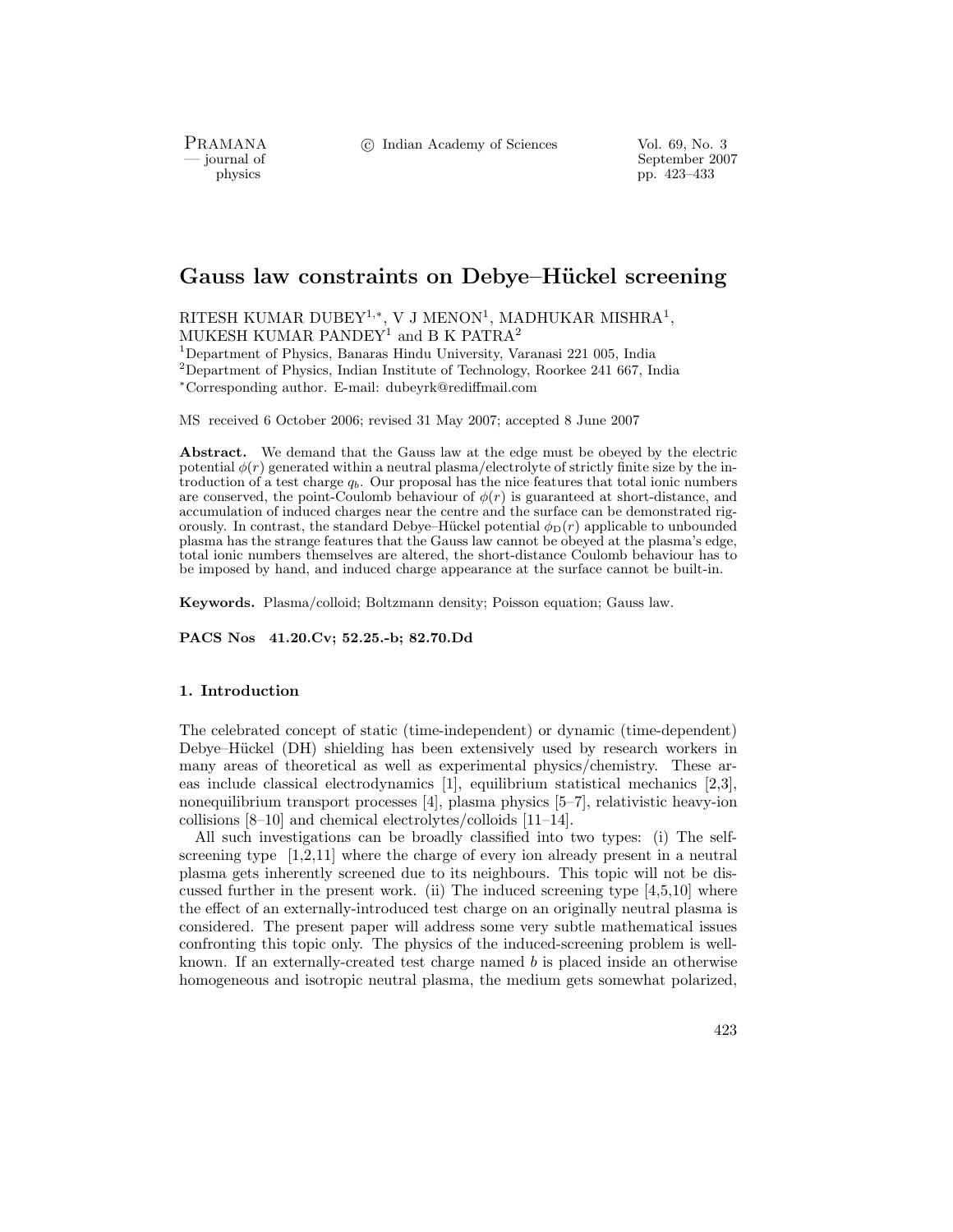# Gauss law constraints on Debye–Hückel screening

RITESH KUMAR DUBEY[1,*], V J MENON[1], MADHUKAR MISHRA[1], MUKESH KUMAR PANDEY[1] and B K PATRA[2]

[1]Department of Physics, Banaras Hindu University, Varanasi 221 005, India
[2]Department of Physics, Indian Institute of Technology, Roorkee 241 667, India
[*]Corresponding author. E-mail: dubeyrk@rediffmail.com

MS received 6 October 2006; revised 31 May 2007; accepted 8 June 2007

**Abstract.** We demand that the Gauss law at the edge must be obeyed by the electric potential $\phi(r)$ generated within a neutral plasma/electrolyte of strictly finite size by the introduction of a test charge $q_b$. Our proposal has the nice features that total ionic numbers are conserved, the point-Coulomb behaviour of $\phi(r)$ is guaranteed at short-distance, and accumulation of induced charges near the centre and the surface can be demonstrated rigorously. In contrast, the standard Debye–Hückel potential $\phi_{\mathrm{D}}(r)$ applicable to unbounded plasma has the strange features that the Gauss law cannot be obeyed at the plasma's edge, total ionic numbers themselves are altered, the short-distance Coulomb behaviour has to be imposed by hand, and induced charge appearance at the surface cannot be built-in.

**Keywords.** Plasma/colloid; Boltzmann density; Poisson equation; Gauss law.

**PACS Nos** 41.20.Cv; 52.25.-b; 82.70.Dd

## 1. Introduction

The celebrated concept of static (time-independent) or dynamic (time-dependent) Debye–Hückel (DH) shielding has been extensively used by research workers in many areas of theoretical as well as experimental physics/chemistry. These areas include classical electrodynamics [1], equilibrium statistical mechanics [2,3], nonequilibrium transport processes [4], plasma physics [5–7], relativistic heavy-ion collisions [8–10] and chemical electrolytes/colloids [11–14].

All such investigations can be broadly classified into two types: (i) The self-screening type [1,2,11] where the charge of every ion already present in a neutral plasma gets inherently screened due to its neighbours. This topic will not be discussed further in the present work. (ii) The induced screening type [4,5,10] where the effect of an externally-introduced test charge on an originally neutral plasma is considered. The present paper will address some very subtle mathematical issues confronting this topic only. The physics of the induced-screening problem is well-known. If an externally-created test charge named $b$ is placed inside an otherwise homogeneous and isotropic neutral plasma, the medium gets somewhat polarized,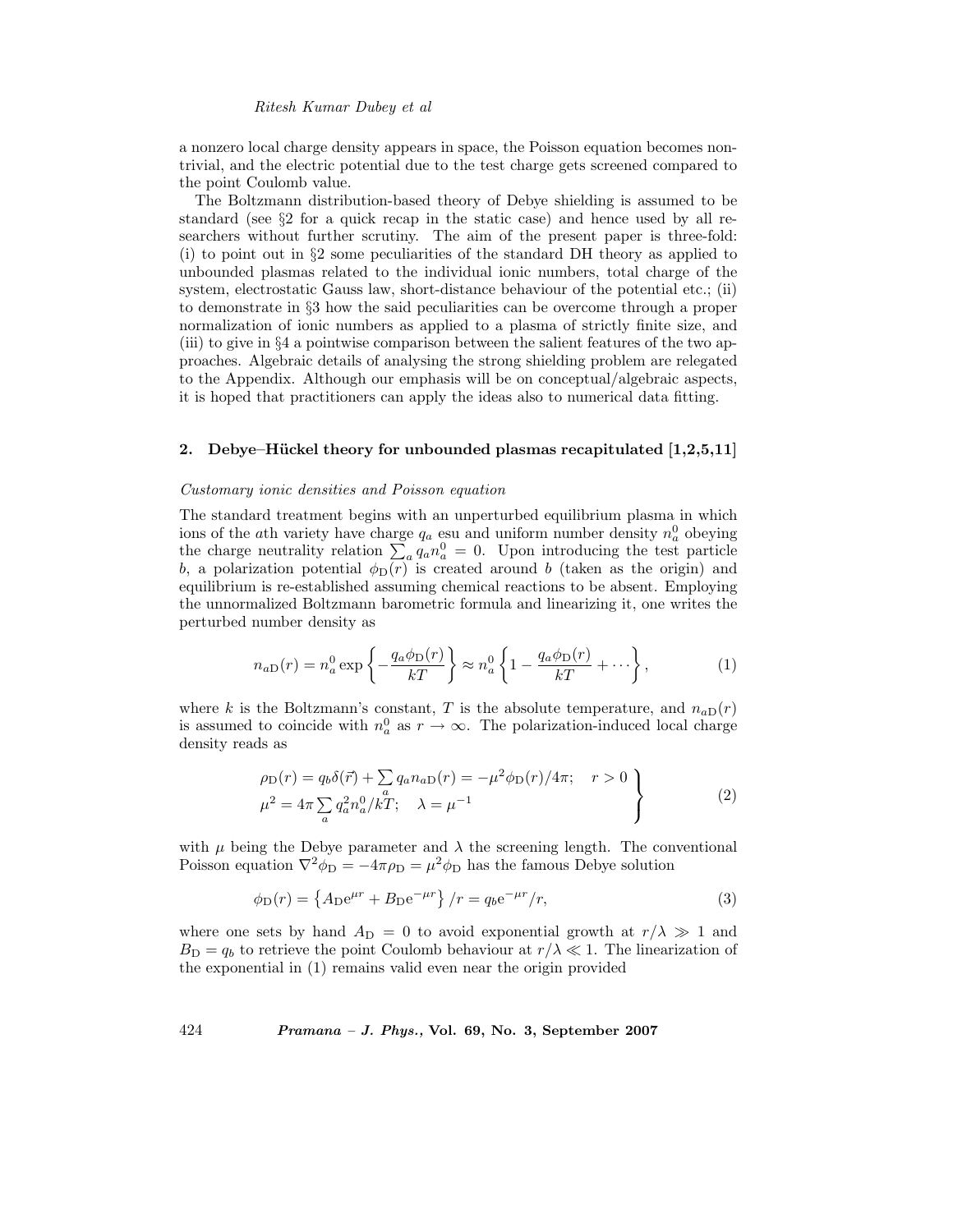a nonzero local charge density appears in space, the Poisson equation becomes nontrivial, and the electric potential due to the test charge gets screened compared to the point Coulomb value.

The Boltzmann distribution-based theory of Debye shielding is assumed to be standard (see §2 for a quick recap in the static case) and hence used by all researchers without further scrutiny. The aim of the present paper is three-fold: (i) to point out in §2 some peculiarities of the standard DH theory as applied to unbounded plasmas related to the individual ionic numbers, total charge of the system, electrostatic Gauss law, short-distance behaviour of the potential etc.; (ii) to demonstrate in §3 how the said peculiarities can be overcome through a proper normalization of ionic numbers as applied to a plasma of strictly finite size, and (iii) to give in §4 a pointwise comparison between the salient features of the two approaches. Algebraic details of analysing the strong shielding problem are relegated to the Appendix. Although our emphasis will be on conceptual/algebraic aspects, it is hoped that practitioners can apply the ideas also to numerical data fitting.

## 2. Debye–Hückel theory for unbounded plasmas recapitulated [1,2,5,11]

*Customary ionic densities and Poisson equation*

The standard treatment begins with an unperturbed equilibrium plasma in which ions of the $a$th variety have charge $q_a$ esu and uniform number density $n_a^0$ obeying the charge neutrality relation $\sum_a q_a n_a^0 = 0$. Upon introducing the test particle $b$, a polarization potential $\phi_{\mathrm{D}}(r)$ is created around $b$ (taken as the origin) and equilibrium is re-established assuming chemical reactions to be absent. Employing the unnormalized Boltzmann barometric formula and linearizing it, one writes the perturbed number density as

$$n_{a\mathrm{D}}(r) = n_a^0 \exp\left\{-\frac{q_a \phi_{\mathrm{D}}(r)}{kT}\right\} \approx n_a^0 \left\{1 - \frac{q_a \phi_{\mathrm{D}}(r)}{kT} + \cdots\right\}, \tag{1}$$

where $k$ is the Boltzmann's constant, $T$ is the absolute temperature, and $n_{a\mathrm{D}}(r)$ is assumed to coincide with $n_a^0$ as $r \to \infty$. The polarization-induced local charge density reads as

$$\left.\begin{array}{l} \rho_{\mathrm{D}}(r) = q_b \delta(\vec{r}) + \sum_a q_a n_{a\mathrm{D}}(r) = -\mu^2 \phi_{\mathrm{D}}(r)/4\pi; \quad r > 0 \\ \mu^2 = 4\pi \sum_a q_a^2 n_a^0/kT; \quad \lambda = \mu^{-1} \end{array}\right\} \tag{2}$$

with $\mu$ being the Debye parameter and $\lambda$ the screening length. The conventional Poisson equation $\nabla^2 \phi_{\mathrm{D}} = -4\pi\rho_{\mathrm{D}} = \mu^2 \phi_{\mathrm{D}}$ has the famous Debye solution

$$\phi_{\mathrm{D}}(r) = \left\{A_{\mathrm{D}} \mathrm{e}^{\mu r} + B_{\mathrm{D}} \mathrm{e}^{-\mu r}\right\}/r = q_b \mathrm{e}^{-\mu r}/r, \tag{3}$$

where one sets by hand $A_{\mathrm{D}} = 0$ to avoid exponential growth at $r/\lambda \gg 1$ and $B_{\mathrm{D}} = q_b$ to retrieve the point Coulomb behaviour at $r/\lambda \ll 1$. The linearization of the exponential in (1) remains valid even near the origin provided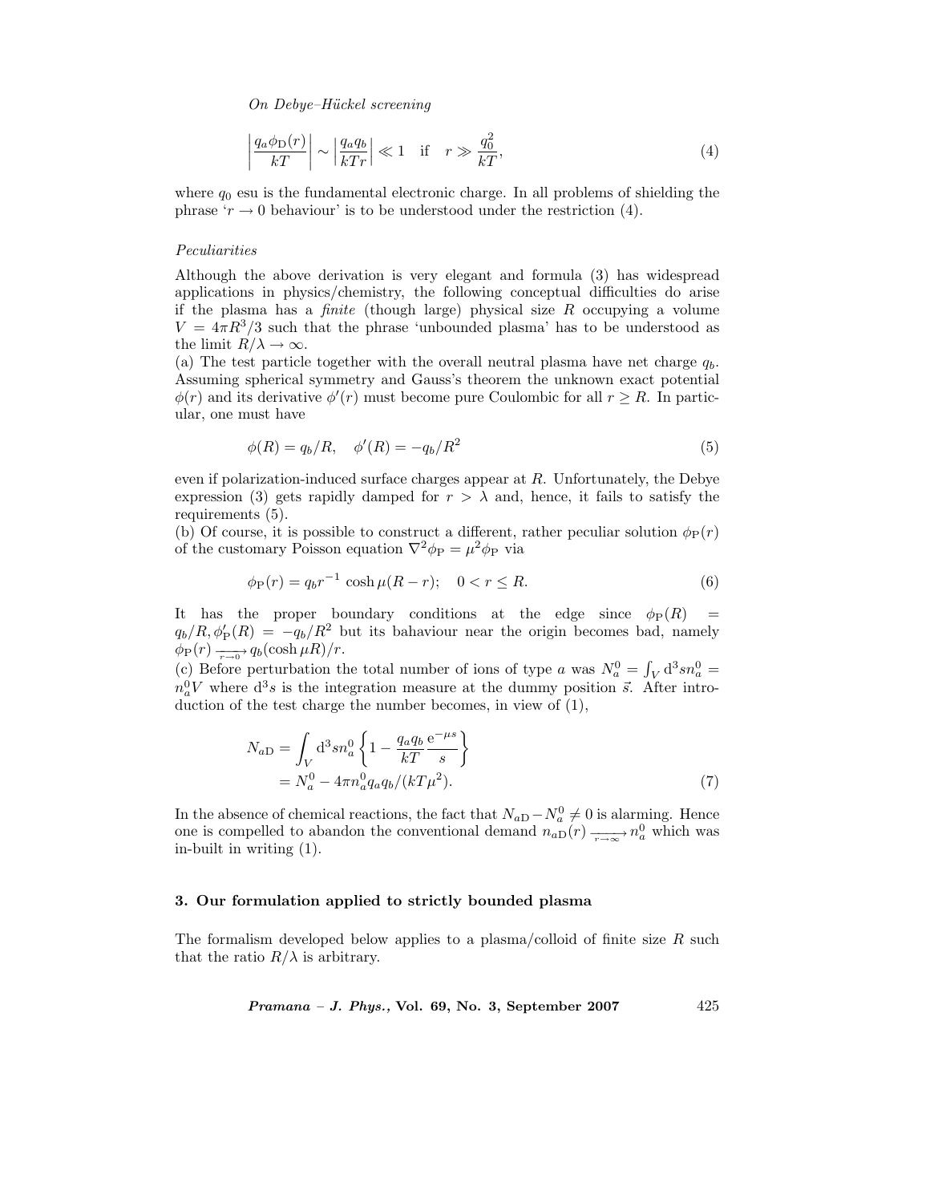$$\left| \frac{q_a \phi_{\rm D}(r)}{kT} \right| \sim \left| \frac{q_a q_b}{kTr} \right| \ll 1 \quad \text{if} \quad r \gg \frac{q_0^2}{kT}, \tag{4}$$

where $q_0$ esu is the fundamental electronic charge. In all problems of shielding the phrase '$r \to 0$ behaviour' is to be understood under the restriction (4).

*Peculiarities*

Although the above derivation is very elegant and formula (3) has widespread applications in physics/chemistry, the following conceptual difficulties do arise if the plasma has a *finite* (though large) physical size $R$ occupying a volume $V = 4\pi R^3/3$ such that the phrase 'unbounded plasma' has to be understood as the limit $R/\lambda \to \infty$.

(a) The test particle together with the overall neutral plasma have net charge $q_b$. Assuming spherical symmetry and Gauss's theorem the unknown exact potential $\phi(r)$ and its derivative $\phi'(r)$ must become pure Coulombic for all $r \geq R$. In particular, one must have

$$\phi(R) = q_b/R, \quad \phi'(R) = -q_b/R^2 \tag{5}$$

even if polarization-induced surface charges appear at $R$. Unfortunately, the Debye expression (3) gets rapidly damped for $r > \lambda$ and, hence, it fails to satisfy the requirements (5).

(b) Of course, it is possible to construct a different, rather peculiar solution $\phi_{\rm P}(r)$ of the customary Poisson equation $\nabla^2 \phi_{\rm P} = \mu^2 \phi_{\rm P}$ via

$$\phi_{\rm P}(r) = q_b r^{-1} \cosh \mu(R - r); \quad 0 < r \leq R. \tag{6}$$

It has the proper boundary conditions at the edge since $\phi_{\rm P}(R) = q_b/R, \phi'_{\rm P}(R) = -q_b/R^2$ but its bahaviour near the origin becomes bad, namely $\phi_{\rm P}(r) \xrightarrow[r \to 0]{} q_b (\cosh \mu R)/r$.

(c) Before perturbation the total number of ions of type $a$ was $N_a^0 = \int_V {\rm d}^3 s n_a^0 = n_a^0 V$ where ${\rm d}^3 s$ is the integration measure at the dummy position $\vec{s}$. After introduction of the test charge the number becomes, in view of (1),

$$\begin{aligned} N_{a{\rm D}} &= \int_V {\rm d}^3 s n_a^0 \left\{ 1 - \frac{q_a q_b}{kT} \frac{{\rm e}^{-\mu s}}{s} \right\} \\ &= N_a^0 - 4\pi n_a^0 q_a q_b/(kT\mu^2). \end{aligned} \tag{7}$$

In the absence of chemical reactions, the fact that $N_{a{\rm D}} - N_a^0 \neq 0$ is alarming. Hence one is compelled to abandon the conventional demand $n_{a{\rm D}}(r) \xrightarrow[r \to \infty]{} n_a^0$ which was in-built in writing (1).

## 3. Our formulation applied to strictly bounded plasma

The formalism developed below applies to a plasma/colloid of finite size $R$ such that the ratio $R/\lambda$ is arbitrary.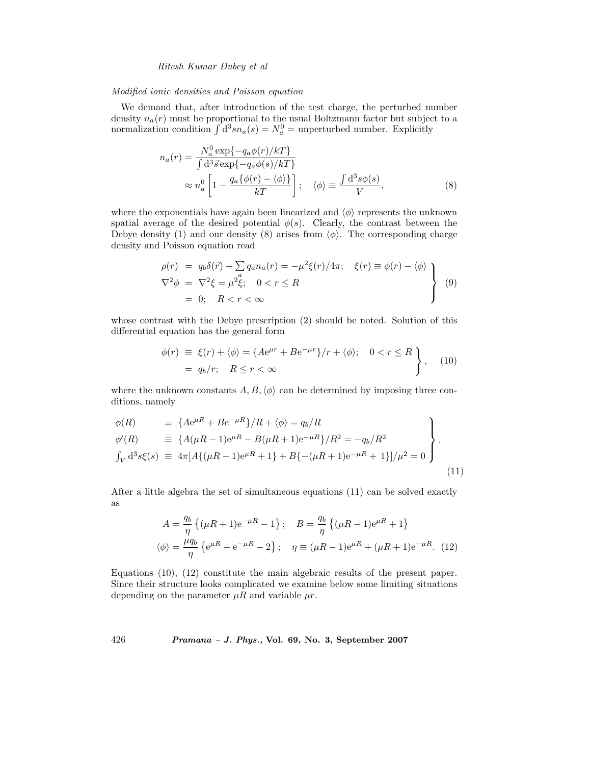*Modified ionic densities and Poisson equation*

We demand that, after introduction of the test charge, the perturbed number density $n_a(r)$ must be proportional to the usual Boltzmann factor but subject to a normalization condition $\int \mathrm{d}^3 s n_a(s) = N_a^0 =$ unperturbed number. Explicitly

$$n_a(r) = \frac{N_a^0 \exp\{-q_a\phi(r)/kT\}}{\int \mathrm{d}^3\vec{s} \exp\{-q_a\phi(s)/kT\}} \approx n_a^0 \left[1 - \frac{q_a\{\phi(r) - \langle\phi\rangle\}}{kT}\right]; \quad \langle\phi\rangle \equiv \frac{\int \mathrm{d}^3 s \phi(s)}{V}, \tag{8}$$

where the exponentials have again been linearized and $\langle\phi\rangle$ represents the unknown spatial average of the desired potential $\phi(s)$. Clearly, the contrast between the Debye density (1) and our density (8) arises from $\langle\phi\rangle$. The corresponding charge density and Poisson equation read

$$\left.\begin{aligned} \rho(r) &= q_b\delta(\vec{r}) + \sum_a q_a n_a(r) = -\mu^2\xi(r)/4\pi; \quad \xi(r) \equiv \phi(r) - \langle\phi\rangle \\ \nabla^2\phi &= \nabla^2\xi = \mu^2\xi; \quad 0 < r \leq R \\ &= 0; \quad R < r < \infty \end{aligned}\right\} \tag{9}$$

whose contrast with the Debye prescription (2) should be noted. Solution of this differential equation has the general form

$$\left.\begin{aligned} \phi(r) &\equiv \xi(r) + \langle\phi\rangle = \{A\mathrm{e}^{\mu r} + B\mathrm{e}^{-\mu r}\}/r + \langle\phi\rangle; \quad 0 < r \leq R \\ &= q_b/r; \quad R \leq r < \infty \end{aligned}\right\}, \tag{10}$$

where the unknown constants $A, B, \langle\phi\rangle$ can be determined by imposing three conditions, namely

$$\left.\begin{aligned} \phi(R) &\equiv \{A\mathrm{e}^{\mu R} + B\mathrm{e}^{-\mu R}\}/R + \langle\phi\rangle = q_b/R \\ \phi'(R) &\equiv \{A(\mu R - 1)\mathrm{e}^{\mu R} - B(\mu R + 1)\mathrm{e}^{-\mu R}\}/R^2 = -q_b/R^2 \\ \int_V \mathrm{d}^3 s\xi(s) &\equiv 4\pi[A\{(\mu R - 1)\mathrm{e}^{\mu R} + 1\} + B\{-(\mu R + 1)\mathrm{e}^{-\mu R} + 1\}]/\mu^2 = 0 \end{aligned}\right\}. \tag{11}$$

After a little algebra the set of simultaneous equations (11) can be solved exactly as

$$A = \frac{q_b}{\eta}\left\{(\mu R + 1)\mathrm{e}^{-\mu R} - 1\right\}; \quad B = \frac{q_b}{\eta}\left\{(\mu R - 1)\mathrm{e}^{\mu R} + 1\right\}$$

$$\langle\phi\rangle = \frac{\mu q_b}{\eta}\left\{\mathrm{e}^{\mu R} + \mathrm{e}^{-\mu R} - 2\right\}; \quad \eta \equiv (\mu R - 1)\mathrm{e}^{\mu R} + (\mu R + 1)\mathrm{e}^{-\mu R}. \tag{12}$$

Equations (10), (12) constitute the main algebraic results of the present paper. Since their structure looks complicated we examine below some limiting situations depending on the parameter $\mu R$ and variable $\mu r$.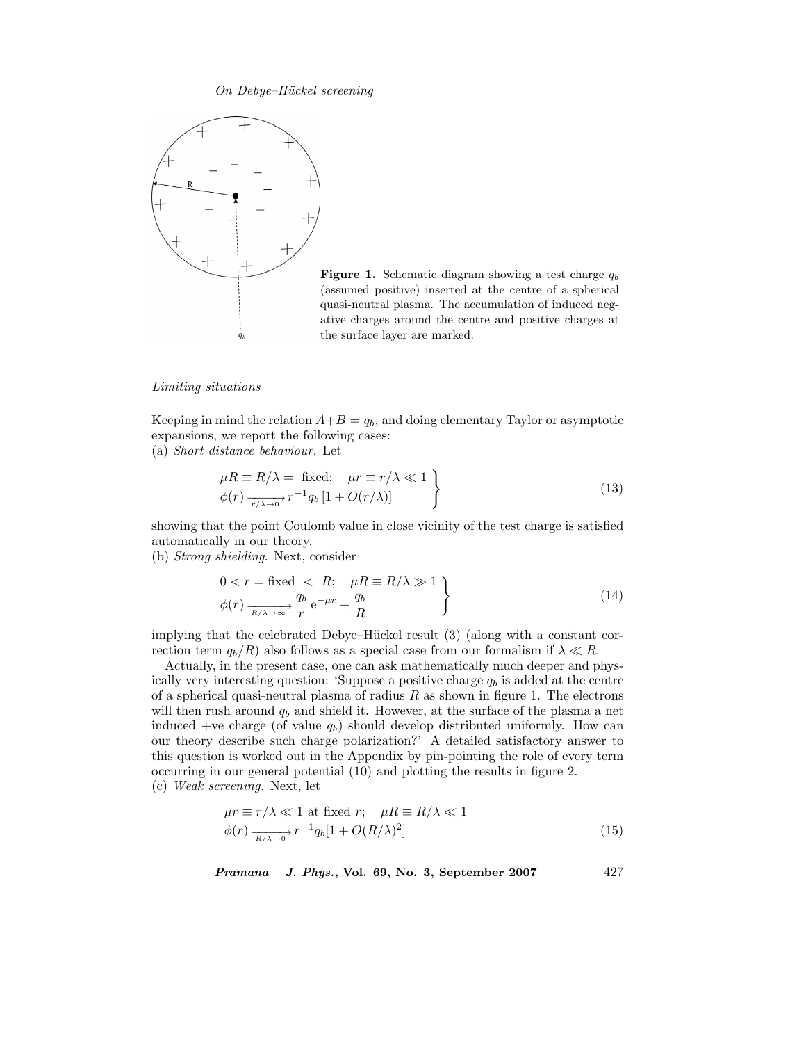**Figure 1.** Schematic diagram showing a test charge $q_b$ (assumed positive) inserted at the centre of a spherical quasi-neutral plasma. The accumulation of induced negative charges around the centre and positive charges at the surface layer are marked.

*Limiting situations*

Keeping in mind the relation $A+B = q_b$, and doing elementary Taylor or asymptotic expansions, we report the following cases:

(a) *Short distance behaviour*. Let

$$\left.\begin{array}{l} \mu R \equiv R/\lambda = \text{ fixed}; \quad \mu r \equiv r/\lambda \ll 1 \\ \phi(r) \xrightarrow[r/\lambda \to 0]{} r^{-1} q_b \left[1 + O(r/\lambda)\right] \end{array}\right\} \tag{13}$$

showing that the point Coulomb value in close vicinity of the test charge is satisfied automatically in our theory.

(b) *Strong shielding*. Next, consider

$$\left.\begin{array}{l} 0 < r = \text{fixed } < R; \quad \mu R \equiv R/\lambda \gg 1 \\ \phi(r) \xrightarrow[R/\lambda \to \infty]{} \dfrac{q_b}{r}\, \mathrm{e}^{-\mu r} + \dfrac{q_b}{R} \end{array}\right\} \tag{14}$$

implying that the celebrated Debye–Hückel result (3) (along with a constant correction term $q_b/R$) also follows as a special case from our formalism if $\lambda \ll R$.

Actually, in the present case, one can ask mathematically much deeper and physically very interesting question: 'Suppose a positive charge $q_b$ is added at the centre of a spherical quasi-neutral plasma of radius $R$ as shown in figure 1. The electrons will then rush around $q_b$ and shield it. However, at the surface of the plasma a net induced +ve charge (of value $q_b$) should develop distributed uniformly. How can our theory describe such charge polarization?' A detailed satisfactory answer to this question is worked out in the Appendix by pin-pointing the role of every term occurring in our general potential (10) and plotting the results in figure 2.

(c) *Weak screening*. Next, let

$$\mu r \equiv r/\lambda \ll 1 \text{ at fixed } r; \quad \mu R \equiv R/\lambda \ll 1$$

$$\phi(r) \xrightarrow[R/\lambda \to 0]{} r^{-1} q_b [1 + O(R/\lambda)^2] \tag{15}$$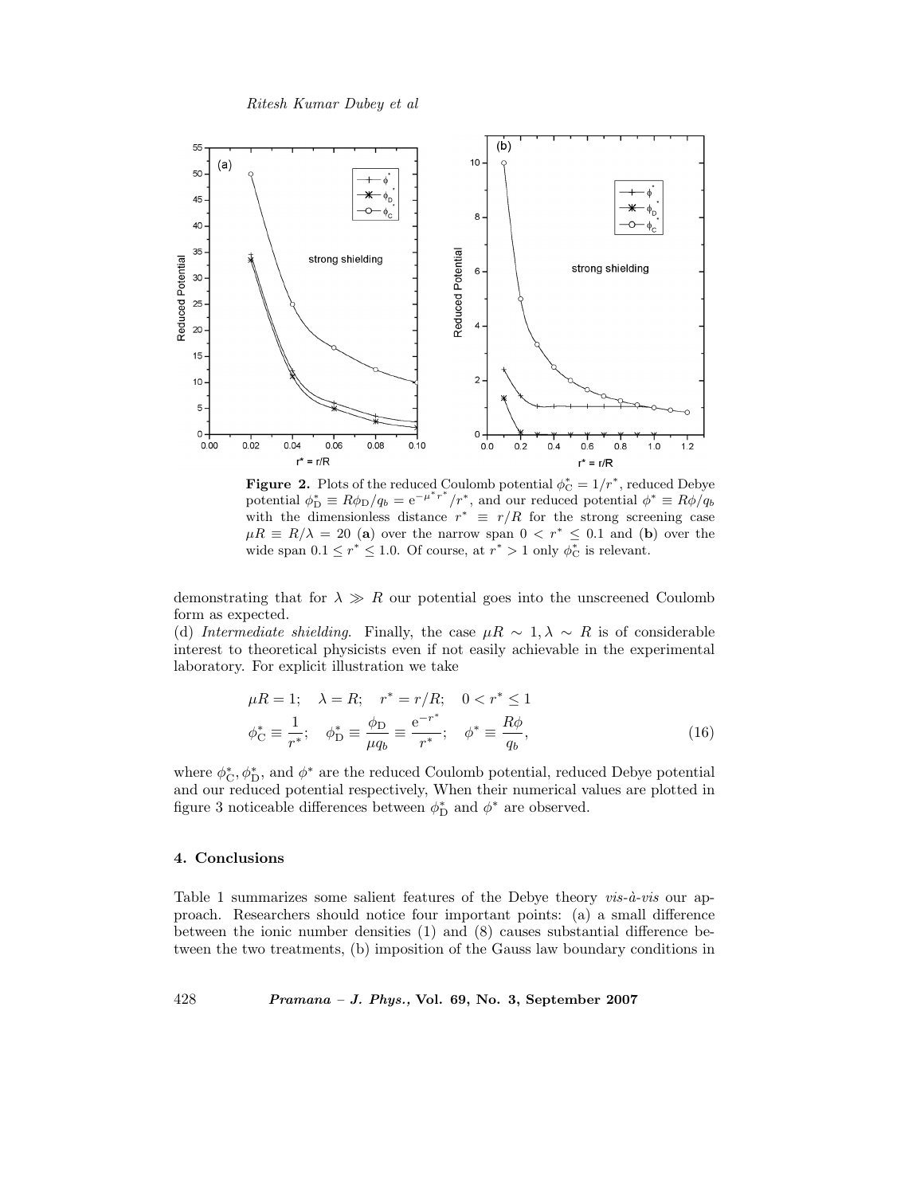**Figure 2.** Plots of the reduced Coulomb potential $\phi^*_{\rm C} = 1/r^*$, reduced Debye potential $\phi^*_{\rm D} \equiv R\phi_{\rm D}/q_b = {\rm e}^{-\mu^* r^*}/r^*$, and our reduced potential $\phi^* \equiv R\phi/q_b$ with the dimensionless distance $r^* \equiv r/R$ for the strong screening case $\mu R \equiv R/\lambda = 20$ (**a**) over the narrow span $0 < r^* \leq 0.1$ and (**b**) over the wide span $0.1 \leq r^* \leq 1.0$. Of course, at $r^* > 1$ only $\phi^*_{\rm C}$ is relevant.

demonstrating that for $\lambda \gg R$ our potential goes into the unscreened Coulomb form as expected.

(d) *Intermediate shielding*. Finally, the case $\mu R \sim 1, \lambda \sim R$ is of considerable interest to theoretical physicists even if not easily achievable in the experimental laboratory. For explicit illustration we take

$$\mu R = 1; \quad \lambda = R; \quad r^* = r/R; \quad 0 < r^* \leq 1$$
$$\phi^*_{\rm C} \equiv \frac{1}{r^*}; \quad \phi^*_{\rm D} \equiv \frac{\phi_{\rm D}}{\mu q_b} \equiv \frac{{\rm e}^{-r^*}}{r^*}; \quad \phi^* \equiv \frac{R\phi}{q_b}, \tag{16}$$

where $\phi^*_{\rm C}, \phi^*_{\rm D}$, and $\phi^*$ are the reduced Coulomb potential, reduced Debye potential and our reduced potential respectively, When their numerical values are plotted in figure 3 noticeable differences between $\phi^*_{\rm D}$ and $\phi^*$ are observed.

## 4. Conclusions

Table 1 summarizes some salient features of the Debye theory *vis-à-vis* our approach. Researchers should notice four important points: (a) a small difference between the ionic number densities (1) and (8) causes substantial difference between the two treatments, (b) imposition of the Gauss law boundary conditions in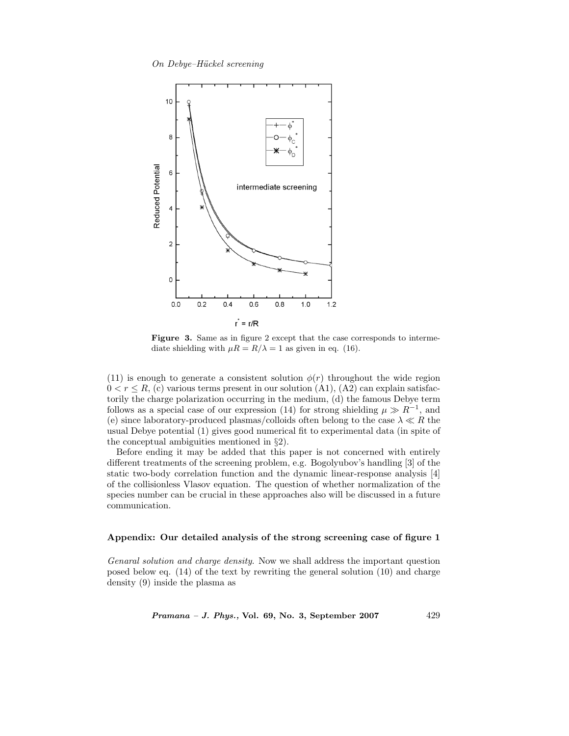**Figure 3.** Same as in figure 2 except that the case corresponds to intermediate shielding with $\mu R = R/\lambda = 1$ as given in eq. (16).

(11) is enough to generate a consistent solution $\phi(r)$ throughout the wide region $0 < r \leq R$, (c) various terms present in our solution (A1), (A2) can explain satisfactorily the charge polarization occurring in the medium, (d) the famous Debye term follows as a special case of our expression (14) for strong shielding $\mu \gg R^{-1}$, and (e) since laboratory-produced plasmas/colloids often belong to the case $\lambda \ll R$ the usual Debye potential (1) gives good numerical fit to experimental data (in spite of the conceptual ambiguities mentioned in §2).

Before ending it may be added that this paper is not concerned with entirely different treatments of the screening problem, e.g. Bogolyubov's handling [3] of the static two-body correlation function and the dynamic linear-response analysis [4] of the collisionless Vlasov equation. The question of whether normalization of the species number can be crucial in these approaches also will be discussed in a future communication.

## Appendix: Our detailed analysis of the strong screening case of figure 1

*Genaral solution and charge density*. Now we shall address the important question posed below eq. (14) of the text by rewriting the general solution (10) and charge density (9) inside the plasma as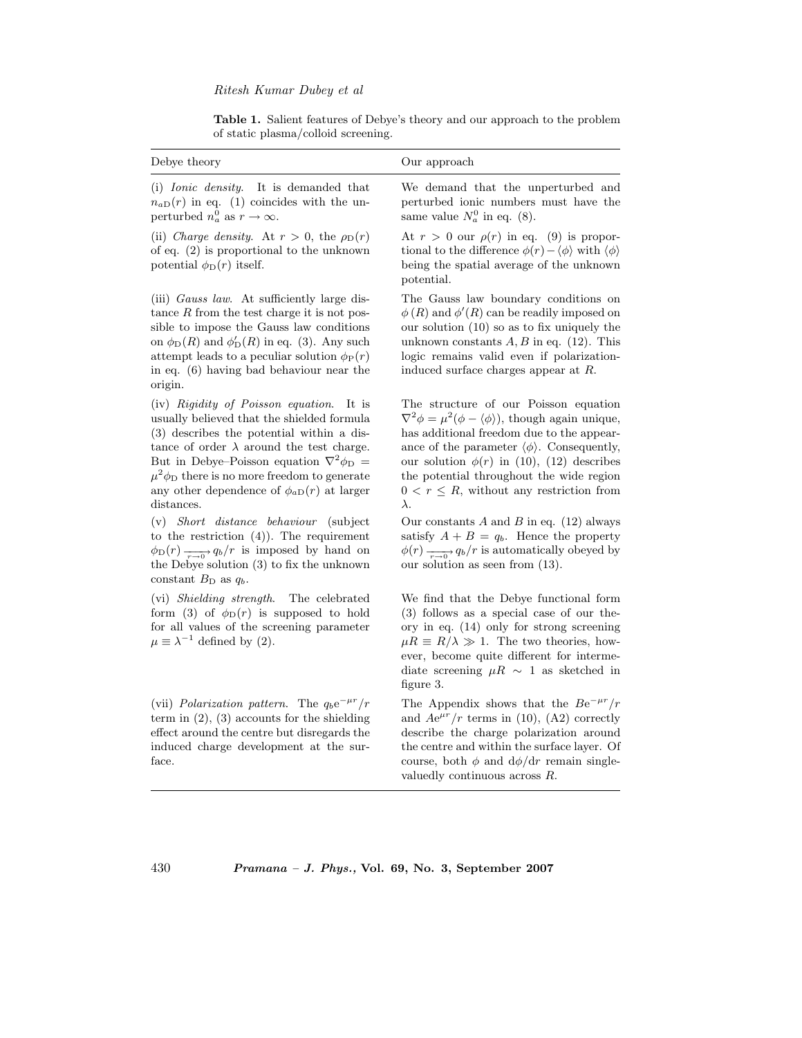**Table 1.** Salient features of Debye's theory and our approach to the problem of static plasma/colloid screening.

| Debye theory | Our approach |
|---|---|
| (i) *Ionic density*. It is demanded that $n_{a\mathrm{D}}(r)$ in eq. (1) coincides with the unperturbed $n_a^0$ as $r \to \infty$. | We demand that the unperturbed and perturbed ionic numbers must have the same value $N_a^0$ in eq. (8). |
| (ii) *Charge density*. At $r > 0$, the $\rho_\mathrm{D}(r)$ of eq. (2) is proportional to the unknown potential $\phi_\mathrm{D}(r)$ itself. | At $r > 0$ our $\rho(r)$ in eq. (9) is proportional to the difference $\phi(r) - \langle\phi\rangle$ with $\langle\phi\rangle$ being the spatial average of the unknown potential. |
| (iii) *Gauss law*. At sufficiently large distance $R$ from the test charge it is not possible to impose the Gauss law conditions on $\phi_\mathrm{D}(R)$ and $\phi'_\mathrm{D}(R)$ in eq. (3). Any such attempt leads to a peculiar solution $\phi_\mathrm{P}(r)$ in eq. (6) having bad behaviour near the origin. | The Gauss law boundary conditions on $\phi(R)$ and $\phi'(R)$ can be readily imposed on our solution (10) so as to fix uniquely the unknown constants $A, B$ in eq. (12). This logic remains valid even if polarization-induced surface charges appear at $R$. |
| (iv) *Rigidity of Poisson equation*. It is usually believed that the shielded formula (3) describes the potential within a distance of order $\lambda$ around the test charge. But in Debye–Poisson equation $\nabla^2\phi_\mathrm{D} = \mu^2\phi_\mathrm{D}$ there is no more freedom to generate any other dependence of $\phi_{a\mathrm{D}}(r)$ at larger distances. | The structure of our Poisson equation $\nabla^2\phi = \mu^2(\phi - \langle\phi\rangle)$, though again unique, has additional freedom due to the appearance of the parameter $\langle\phi\rangle$. Consequently, our solution $\phi(r)$ in (10), (12) describes the potential throughout the wide region $0 < r \leq R$, without any restriction from $\lambda$. |
| (v) *Short distance behaviour* (subject to the restriction (4)). The requirement $\phi_\mathrm{D}(r) \xrightarrow[r \to 0]{} q_b/r$ is imposed by hand on the Debye solution (3) to fix the unknown constant $B_\mathrm{D}$ as $q_b$. | Our constants $A$ and $B$ in eq. (12) always satisfy $A + B = q_b$. Hence the property $\phi(r) \xrightarrow[r \to 0]{} q_b/r$ is automatically obeyed by our solution as seen from (13). |
| (vi) *Shielding strength*. The celebrated form (3) of $\phi_\mathrm{D}(r)$ is supposed to hold for all values of the screening parameter $\mu \equiv \lambda^{-1}$ defined by (2). | We find that the Debye functional form (3) follows as a special case of our theory in eq. (14) only for strong screening $\mu R \equiv R/\lambda \gg 1$. The two theories, however, become quite different for intermediate screening $\mu R \sim 1$ as sketched in figure 3. |
| (vii) *Polarization pattern*. The $q_b\mathrm{e}^{-\mu r}/r$ term in (2), (3) accounts for the shielding effect around the centre but disregards the induced charge development at the surface. | The Appendix shows that the $B\mathrm{e}^{-\mu r}/r$ and $A\mathrm{e}^{\mu r}/r$ terms in (10), (A2) correctly describe the charge polarization around the centre and within the surface layer. Of course, both $\phi$ and $\mathrm{d}\phi/\mathrm{d}r$ remain single-valuedly continuous across $R$. |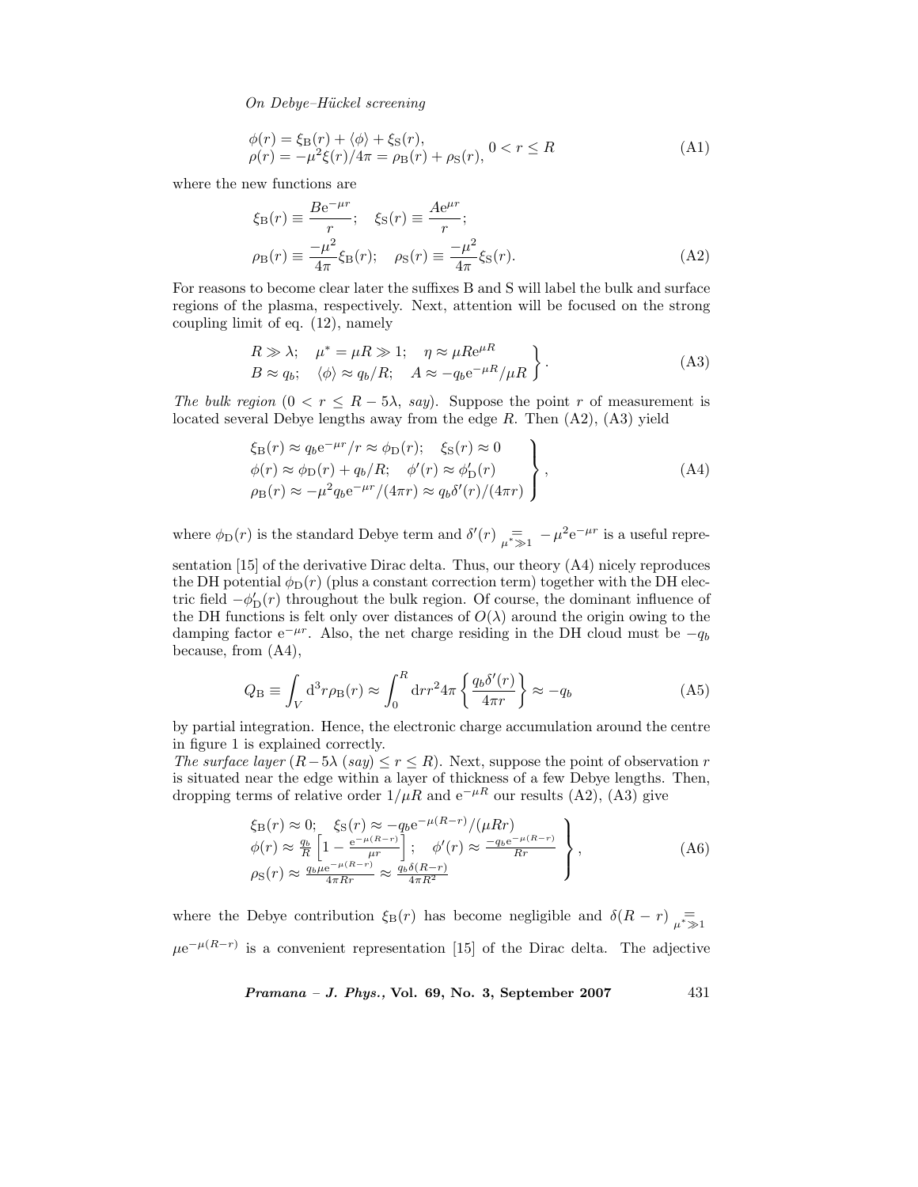$$\begin{aligned}\phi(r) &= \xi_{\mathrm{B}}(r) + \langle\phi\rangle + \xi_{\mathrm{S}}(r), \\ \rho(r) &= -\mu^2\xi(r)/4\pi = \rho_{\mathrm{B}}(r) + \rho_{\mathrm{S}}(r),\end{aligned} \quad 0 < r \leq R \tag{A1}$$

where the new functions are

$$\begin{aligned}&\xi_{\mathrm{B}}(r) \equiv \frac{B\mathrm{e}^{-\mu r}}{r}; \quad \xi_{\mathrm{S}}(r) \equiv \frac{A\mathrm{e}^{\mu r}}{r}; \\ &\rho_{\mathrm{B}}(r) \equiv \frac{-\mu^2}{4\pi}\xi_{\mathrm{B}}(r); \quad \rho_{\mathrm{S}}(r) \equiv \frac{-\mu^2}{4\pi}\xi_{\mathrm{S}}(r).\end{aligned} \tag{A2}$$

For reasons to become clear later the suffixes B and S will label the bulk and surface regions of the plasma, respectively. Next, attention will be focused on the strong coupling limit of eq. (12), namely

$$\left.\begin{aligned}&R \gg \lambda; \quad \mu^* = \mu R \gg 1; \quad \eta \approx \mu R\mathrm{e}^{\mu R} \\ &B \approx q_b; \quad \langle\phi\rangle \approx q_b/R; \quad A \approx -q_b\mathrm{e}^{-\mu R}/\mu R\end{aligned}\right\}. \tag{A3}$$

*The bulk region* ($0 < r \leq R - 5\lambda$, *say*). Suppose the point $r$ of measurement is located several Debye lengths away from the edge $R$. Then (A2), (A3) yield

$$\left.\begin{aligned}&\xi_{\mathrm{B}}(r) \approx q_b\mathrm{e}^{-\mu r}/r \approx \phi_{\mathrm{D}}(r); \quad \xi_{\mathrm{S}}(r) \approx 0 \\ &\phi(r) \approx \phi_{\mathrm{D}}(r) + q_b/R; \quad \phi'(r) \approx \phi'_{\mathrm{D}}(r) \\ &\rho_{\mathrm{B}}(r) \approx -\mu^2 q_b\mathrm{e}^{-\mu r}/(4\pi r) \approx q_b\delta'(r)/(4\pi r)\end{aligned}\right\}, \tag{A4}$$

where $\phi_{\mathrm{D}}(r)$ is the standard Debye term and $\delta'(r) \underset{\mu^* \gg 1}{=} -\mu^2\mathrm{e}^{-\mu r}$ is a useful representation [15] of the derivative Dirac delta. Thus, our theory (A4) nicely reproduces the DH potential $\phi_{\mathrm{D}}(r)$ (plus a constant correction term) together with the DH electric field $-\phi'_{\mathrm{D}}(r)$ throughout the bulk region. Of course, the dominant influence of the DH functions is felt only over distances of $O(\lambda)$ around the origin owing to the damping factor $\mathrm{e}^{-\mu r}$. Also, the net charge residing in the DH cloud must be $-q_b$ because, from (A4),

$$Q_{\mathrm{B}} \equiv \int_V \mathrm{d}^3 r \rho_{\mathrm{B}}(r) \approx \int_0^R \mathrm{d}r r^2 4\pi \left\{\frac{q_b\delta'(r)}{4\pi r}\right\} \approx -q_b \tag{A5}$$

by partial integration. Hence, the electronic charge accumulation around the centre in figure 1 is explained correctly.

*The surface layer* ($R - 5\lambda$ (*say*) $\leq r \leq R$). Next, suppose the point of observation $r$ is situated near the edge within a layer of thickness of a few Debye lengths. Then, dropping terms of relative order $1/\mu R$ and $\mathrm{e}^{-\mu R}$ our results (A2), (A3) give

$$\left.\begin{aligned}&\xi_{\mathrm{B}}(r) \approx 0; \quad \xi_{\mathrm{S}}(r) \approx -q_b\mathrm{e}^{-\mu(R-r)}/(\mu R r) \\ &\phi(r) \approx \frac{q_b}{R}\left[1 - \frac{\mathrm{e}^{-\mu(R-r)}}{\mu r}\right]; \quad \phi'(r) \approx \frac{-q_b\mathrm{e}^{-\mu(R-r)}}{Rr} \\ &\rho_{\mathrm{S}}(r) \approx \frac{q_b\mu\mathrm{e}^{-\mu(R-r)}}{4\pi R r} \approx \frac{q_b\delta(R-r)}{4\pi R^2}\end{aligned}\right\}, \tag{A6}$$

where the Debye contribution $\xi_{\mathrm{B}}(r)$ has become negligible and $\delta(R - r) \underset{\mu^* \gg 1}{=} \mu\mathrm{e}^{-\mu(R-r)}$ is a convenient representation [15] of the Dirac delta. The adjective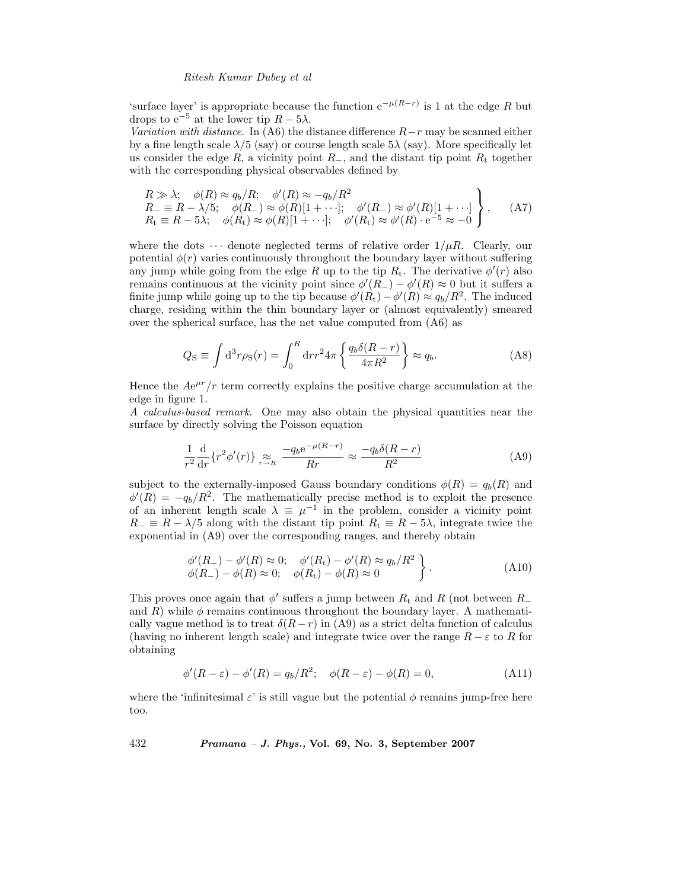'surface layer' is appropriate because the function $e^{-\mu(R-r)}$ is 1 at the edge $R$ but drops to $e^{-5}$ at the lower tip $R-5\lambda$.

*Variation with distance.* In (A6) the distance difference $R-r$ may be scanned either by a fine length scale $\lambda/5$ (say) or course length scale $5\lambda$ (say). More specifically let us consider the edge $R$, a vicinity point $R_-$, and the distant tip point $R_t$ together with the corresponding physical observables defined by

$$\left.\begin{array}{lll} R \gg \lambda; & \phi(R) \approx q_b/R; & \phi'(R) \approx -q_b/R^2 \\ R_- \equiv R-\lambda/5; & \phi(R_-) \approx \phi(R)[1+\cdots]; & \phi'(R_-) \approx \phi'(R)[1+\cdots] \\ R_t \equiv R-5\lambda; & \phi(R_t) \approx \phi(R)[1+\cdots]; & \phi'(R_t) \approx \phi'(R)\cdot e^{-5} \approx -0 \end{array}\right\}, \tag{A7}$$

where the dots $\cdots$ denote neglected terms of relative order $1/\mu R$. Clearly, our potential $\phi(r)$ varies continuously throughout the boundary layer without suffering any jump while going from the edge $R$ up to the tip $R_t$. The derivative $\phi'(r)$ also remains continuous at the vicinity point since $\phi'(R_-) - \phi'(R) \approx 0$ but it suffers a finite jump while going up to the tip because $\phi'(R_t) - \phi'(R) \approx q_b/R^2$. The induced charge, residing within the thin boundary layer or (almost equivalently) smeared over the spherical surface, has the net value computed from (A6) as

$$Q_S \equiv \int d^3r \rho_S(r) = \int_0^R dr r^2 4\pi \left\{ \frac{q_b \delta(R-r)}{4\pi R^2} \right\} \approx q_b. \tag{A8}$$

Hence the $Ae^{\mu r}/r$ term correctly explains the positive charge accumulation at the edge in figure 1.

*A calculus-based remark.* One may also obtain the physical quantities near the surface by directly solving the Poisson equation

$$\frac{1}{r^2}\frac{d}{dr}\{r^2\phi'(r)\} \underset{r\to R}{\approx} \frac{-q_b e^{-\mu(R-r)}}{Rr} \approx \frac{-q_b \delta(R-r)}{R^2} \tag{A9}$$

subject to the externally-imposed Gauss boundary conditions $\phi(R) = q_b(R)$ and $\phi'(R) = -q_b/R^2$. The mathematically precise method is to exploit the presence of an inherent length scale $\lambda \equiv \mu^{-1}$ in the problem, consider a vicinity point $R_- \equiv R - \lambda/5$ along with the distant tip point $R_t \equiv R - 5\lambda$, integrate twice the exponential in (A9) over the corresponding ranges, and thereby obtain

$$\left.\begin{array}{ll} \phi'(R_-) - \phi'(R) \approx 0; & \phi'(R_t) - \phi'(R) \approx q_b/R^2 \\ \phi(R_-) - \phi(R) \approx 0; & \phi(R_t) - \phi(R) \approx 0 \end{array}\right\}. \tag{A10}$$

This proves once again that $\phi'$ suffers a jump between $R_t$ and $R$ (not between $R_-$ and $R$) while $\phi$ remains continuous throughout the boundary layer. A mathematically vague method is to treat $\delta(R-r)$ in (A9) as a strict delta function of calculus (having no inherent length scale) and integrate twice over the range $R-\varepsilon$ to $R$ for obtaining

$$\phi'(R-\varepsilon) - \phi'(R) = q_b/R^2; \quad \phi(R-\varepsilon) - \phi(R) = 0, \tag{A11}$$

where the 'infinitesimal $\varepsilon$' is still vague but the potential $\phi$ remains jump-free here too.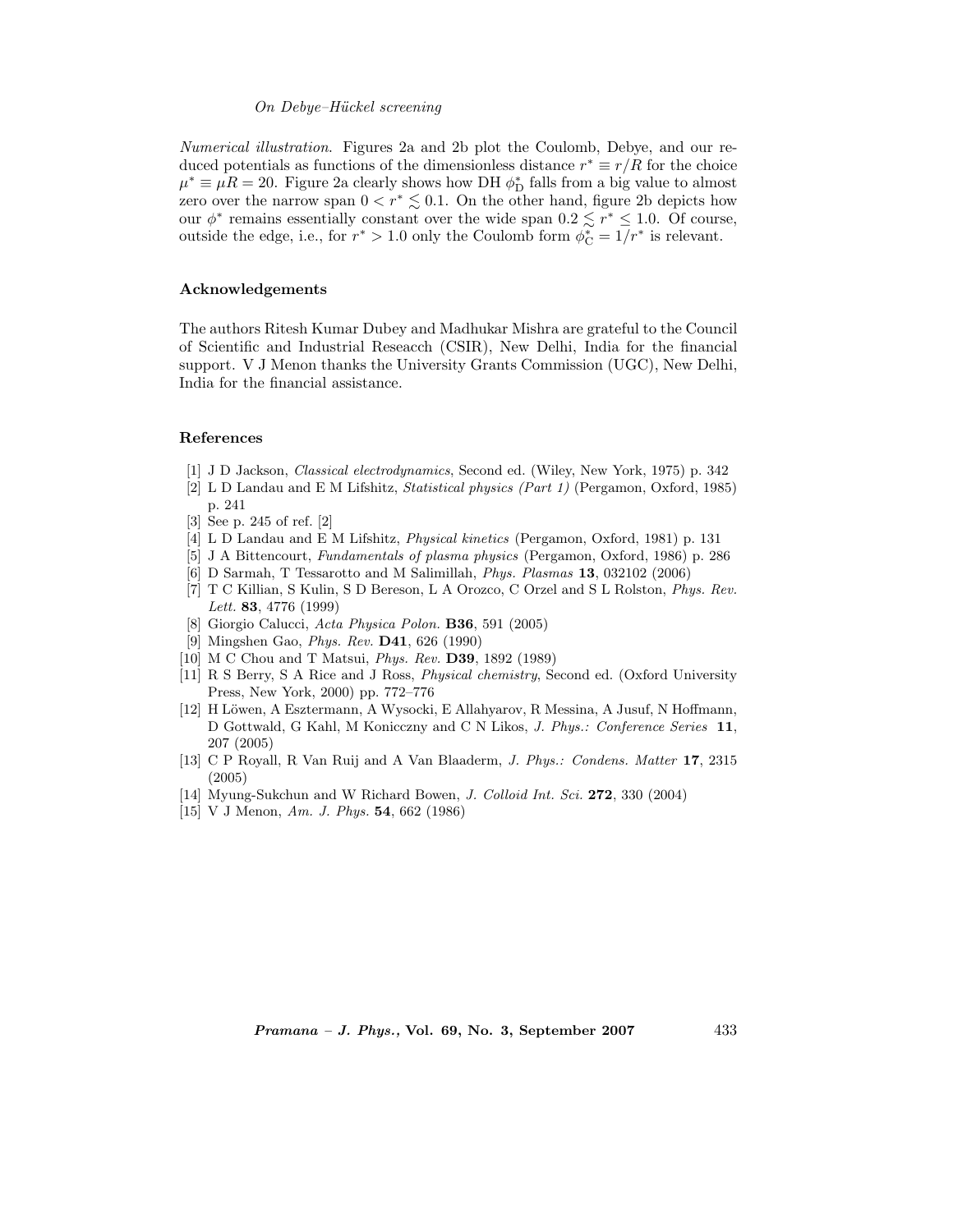*Numerical illustration.* Figures 2a and 2b plot the Coulomb, Debye, and our reduced potentials as functions of the dimensionless distance $r^* \equiv r/R$ for the choice $\mu^* \equiv \mu R = 20$. Figure 2a clearly shows how DH $\phi^*_{\rm D}$ falls from a big value to almost zero over the narrow span $0 < r^* \lesssim 0.1$. On the other hand, figure 2b depicts how our $\phi^*$ remains essentially constant over the wide span $0.2 \lesssim r^* \leq 1.0$. Of course, outside the edge, i.e., for $r^* > 1.0$ only the Coulomb form $\phi^*_{\rm C} = 1/r^*$ is relevant.

## Acknowledgements

The authors Ritesh Kumar Dubey and Madhukar Mishra are grateful to the Council of Scientific and Industrial Reseacch (CSIR), New Delhi, India for the financial support. V J Menon thanks the University Grants Commission (UGC), New Delhi, India for the financial assistance.

## References

[1] J D Jackson, *Classical electrodynamics*, Second ed. (Wiley, New York, 1975) p. 342
[2] L D Landau and E M Lifshitz, *Statistical physics (Part 1)* (Pergamon, Oxford, 1985) p. 241
[3] See p. 245 of ref. [2]
[4] L D Landau and E M Lifshitz, *Physical kinetics* (Pergamon, Oxford, 1981) p. 131
[5] J A Bittencourt, *Fundamentals of plasma physics* (Pergamon, Oxford, 1986) p. 286
[6] D Sarmah, T Tessarotto and M Salimillah, *Phys. Plasmas* **13**, 032102 (2006)
[7] T C Killian, S Kulin, S D Bereson, L A Orozco, C Orzel and S L Rolston, *Phys. Rev. Lett.* **83**, 4776 (1999)
[8] Giorgio Calucci, *Acta Physica Polon.* **B36**, 591 (2005)
[9] Mingshen Gao, *Phys. Rev.* **D41**, 626 (1990)
[10] M C Chou and T Matsui, *Phys. Rev.* **D39**, 1892 (1989)
[11] R S Berry, S A Rice and J Ross, *Physical chemistry*, Second ed. (Oxford University Press, New York, 2000) pp. 772–776
[12] H Löwen, A Esztermann, A Wysocki, E Allahyarov, R Messina, A Jusuf, N Hoffmann, D Gottwald, G Kahl, M Konicczny and C N Likos, *J. Phys.: Conference Series* **11**, 207 (2005)
[13] C P Royall, R Van Ruij and A Van Blaaderm, *J. Phys.: Condens. Matter* **17**, 2315 (2005)
[14] Myung-Sukchun and W Richard Bowen, *J. Colloid Int. Sci.* **272**, 330 (2004)
[15] V J Menon, *Am. J. Phys.* **54**, 662 (1986)